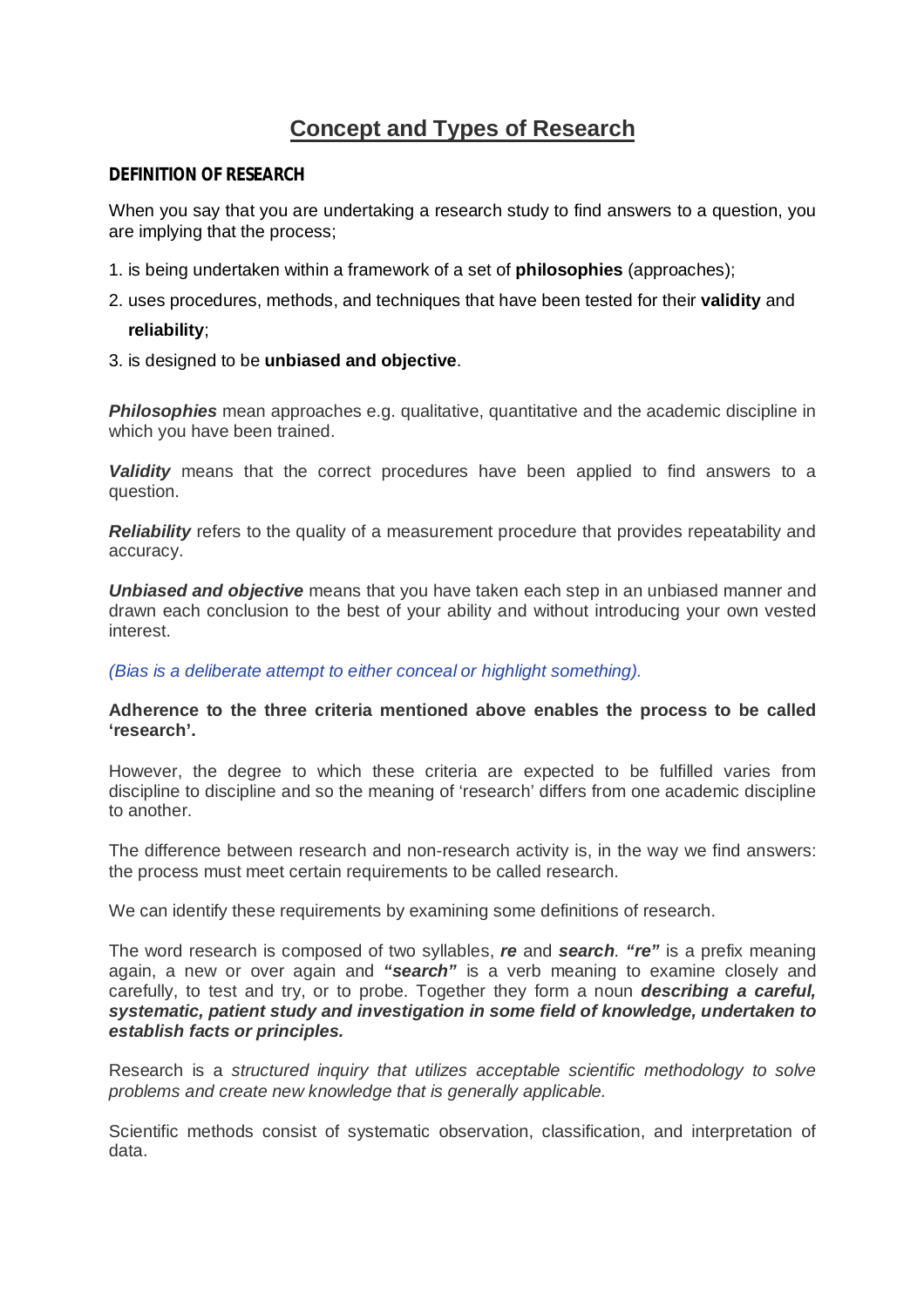# Concept and Types of Research

## DEFINITION OF RESEARCH

When you say that you are undertaking a research study to find answers to a question, you are implying that the process;

1. is being undertaken within a framework of a set of **philosophies** (approaches);
2. uses procedures, methods, and techniques that have been tested for their **validity** and **reliability**;
3. is designed to be **unbiased and objective**.

***Philosophies*** mean approaches e.g. qualitative, quantitative and the academic discipline in which you have been trained.

***Validity*** means that the correct procedures have been applied to find answers to a question.

***Reliability*** refers to the quality of a measurement procedure that provides repeatability and accuracy.

***Unbiased and objective*** means that you have taken each step in an unbiased manner and drawn each conclusion to the best of your ability and without introducing your own vested interest.

*(Bias is a deliberate attempt to either conceal or highlight something).*

**Adherence to the three criteria mentioned above enables the process to be called 'research'.**

However, the degree to which these criteria are expected to be fulfilled varies from discipline to discipline and so the meaning of 'research' differs from one academic discipline to another.

The difference between research and non-research activity is, in the way we find answers: the process must meet certain requirements to be called research.

We can identify these requirements by examining some definitions of research.

The word research is composed of two syllables, ***re*** and ***search***. ***"re"*** is a prefix meaning again, a new or over again and ***"search"*** is a verb meaning to examine closely and carefully, to test and try, or to probe. Together they form a noun ***describing a careful, systematic, patient study and investigation in some field of knowledge, undertaken to establish facts or principles.***

Research is a *structured inquiry that utilizes acceptable scientific methodology to solve problems and create new knowledge that is generally applicable.*

Scientific methods consist of systematic observation, classification, and interpretation of data.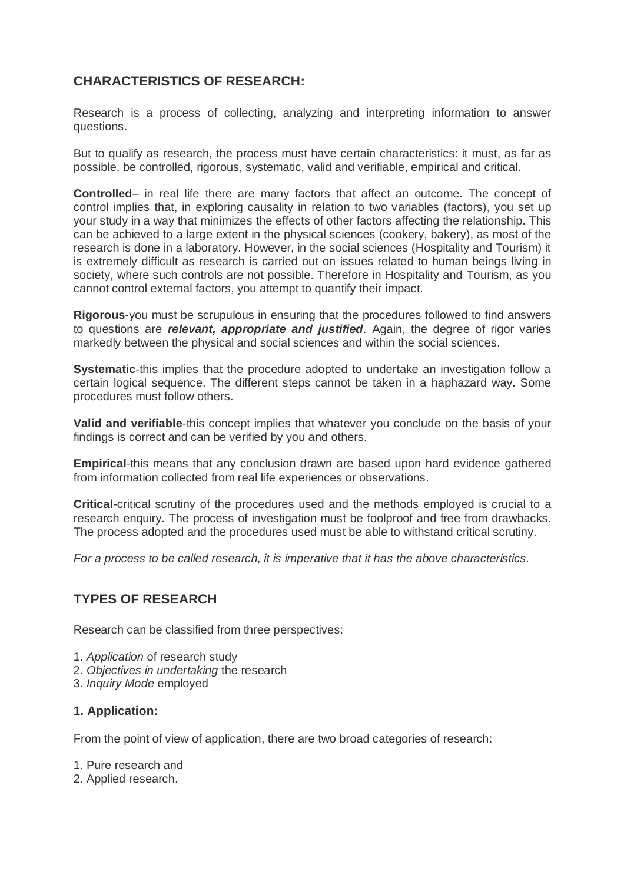## CHARACTERISTICS OF RESEARCH:

Research is a process of collecting, analyzing and interpreting information to answer questions.

But to qualify as research, the process must have certain characteristics: it must, as far as possible, be controlled, rigorous, systematic, valid and verifiable, empirical and critical.

**Controlled**– in real life there are many factors that affect an outcome. The concept of control implies that, in exploring causality in relation to two variables (factors), you set up your study in a way that minimizes the effects of other factors affecting the relationship. This can be achieved to a large extent in the physical sciences (cookery, bakery), as most of the research is done in a laboratory. However, in the social sciences (Hospitality and Tourism) it is extremely difficult as research is carried out on issues related to human beings living in society, where such controls are not possible. Therefore in Hospitality and Tourism, as you cannot control external factors, you attempt to quantify their impact.

**Rigorous**-you must be scrupulous in ensuring that the procedures followed to find answers to questions are ***relevant, appropriate and justified***. Again, the degree of rigor varies markedly between the physical and social sciences and within the social sciences.

**Systematic**-this implies that the procedure adopted to undertake an investigation follow a certain logical sequence. The different steps cannot be taken in a haphazard way. Some procedures must follow others.

**Valid and verifiable**-this concept implies that whatever you conclude on the basis of your findings is correct and can be verified by you and others.

**Empirical**-this means that any conclusion drawn are based upon hard evidence gathered from information collected from real life experiences or observations.

**Critical**-critical scrutiny of the procedures used and the methods employed is crucial to a research enquiry. The process of investigation must be foolproof and free from drawbacks. The process adopted and the procedures used must be able to withstand critical scrutiny.

*For a process to be called research, it is imperative that it has the above characteristics.*

## TYPES OF RESEARCH

Research can be classified from three perspectives:

1. *Application* of research study
2. *Objectives in undertaking* the research
3. *Inquiry Mode* employed

### 1. Application:

From the point of view of application, there are two broad categories of research:

1. Pure research and
2. Applied research.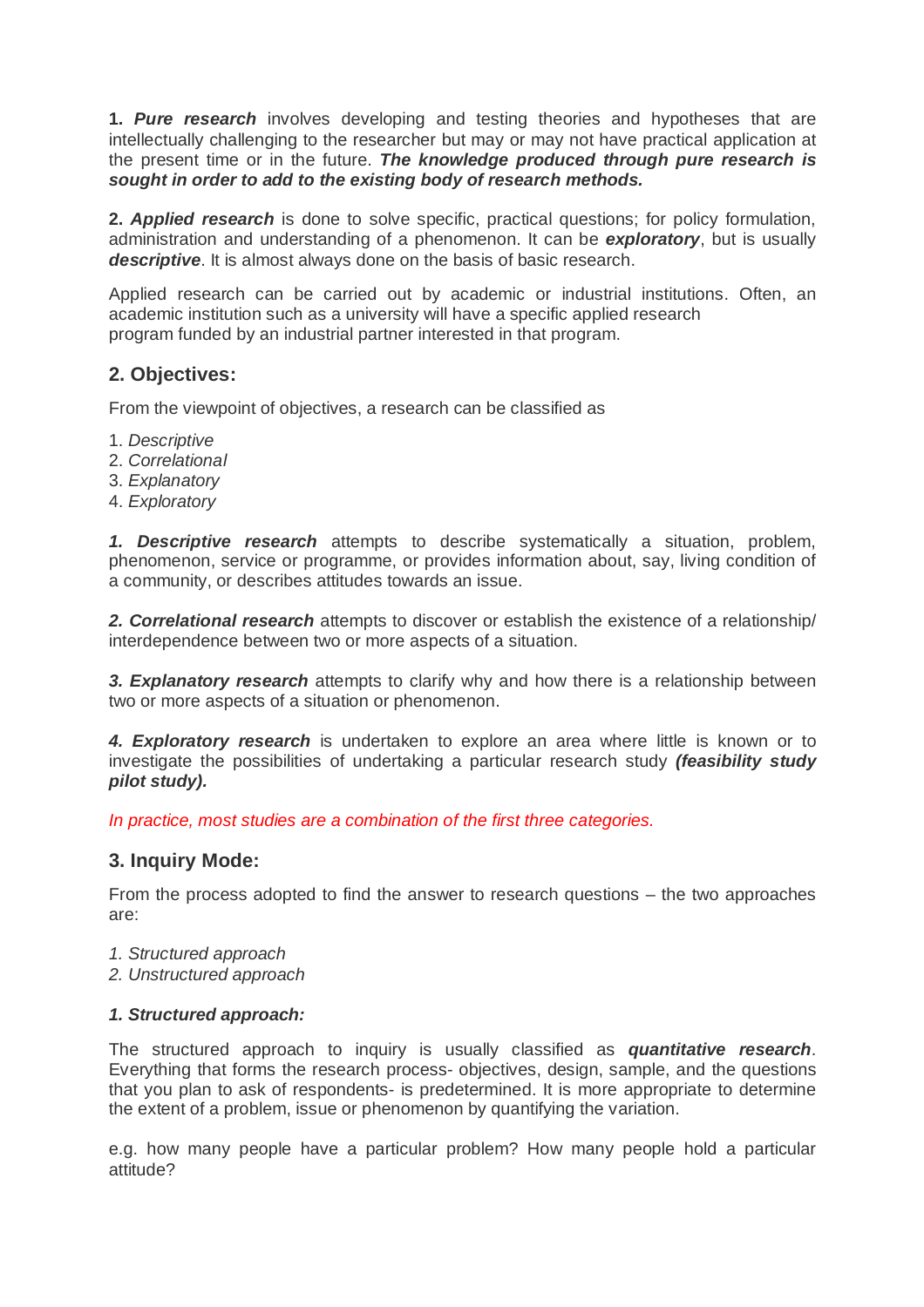**1.** ***Pure research*** involves developing and testing theories and hypotheses that are intellectually challenging to the researcher but may or may not have practical application at the present time or in the future. ***The knowledge produced through pure research is sought in order to add to the existing body of research methods.***

**2.** ***Applied research*** is done to solve specific, practical questions; for policy formulation, administration and understanding of a phenomenon. It can be ***exploratory***, but is usually ***descriptive***. It is almost always done on the basis of basic research.

Applied research can be carried out by academic or industrial institutions. Often, an academic institution such as a university will have a specific applied research program funded by an industrial partner interested in that program.

## 2. Objectives:

From the viewpoint of objectives, a research can be classified as

1. *Descriptive*
2. *Correlational*
3. *Explanatory*
4. *Exploratory*

***1. Descriptive research*** attempts to describe systematically a situation, problem, phenomenon, service or programme, or provides information about, say, living condition of a community, or describes attitudes towards an issue.

***2. Correlational research*** attempts to discover or establish the existence of a relationship/ interdependence between two or more aspects of a situation.

***3. Explanatory research*** attempts to clarify why and how there is a relationship between two or more aspects of a situation or phenomenon.

***4. Exploratory research*** is undertaken to explore an area where little is known or to investigate the possibilities of undertaking a particular research study ***(feasibility study pilot study).***

*In practice, most studies are a combination of the first three categories.*

## 3. Inquiry Mode:

From the process adopted to find the answer to research questions – the two approaches are:

*1. Structured approach*
*2. Unstructured approach*

***1. Structured approach:***

The structured approach to inquiry is usually classified as ***quantitative research***. Everything that forms the research process- objectives, design, sample, and the questions that you plan to ask of respondents- is predetermined. It is more appropriate to determine the extent of a problem, issue or phenomenon by quantifying the variation.

e.g. how many people have a particular problem? How many people hold a particular attitude?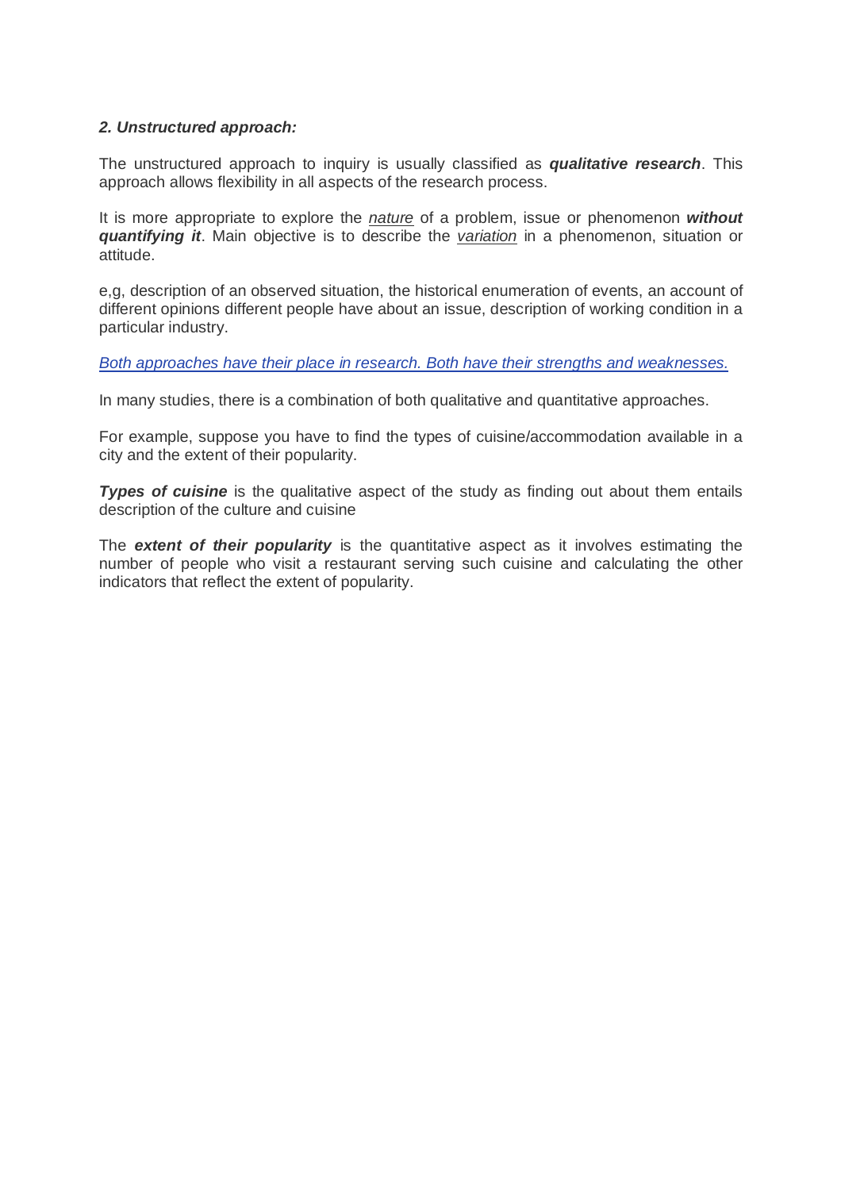***2. Unstructured approach:***

The unstructured approach to inquiry is usually classified as ***qualitative research***. This approach allows flexibility in all aspects of the research process.

It is more appropriate to explore the *nature* of a problem, issue or phenomenon ***without quantifying it***. Main objective is to describe the *variation* in a phenomenon, situation or attitude.

e,g, description of an observed situation, the historical enumeration of events, an account of different opinions different people have about an issue, description of working condition in a particular industry.

*Both approaches have their place in research. Both have their strengths and weaknesses.*

In many studies, there is a combination of both qualitative and quantitative approaches.

For example, suppose you have to find the types of cuisine/accommodation available in a city and the extent of their popularity.

***Types of cuisine*** is the qualitative aspect of the study as finding out about them entails description of the culture and cuisine

The ***extent of their popularity*** is the quantitative aspect as it involves estimating the number of people who visit a restaurant serving such cuisine and calculating the other indicators that reflect the extent of popularity.